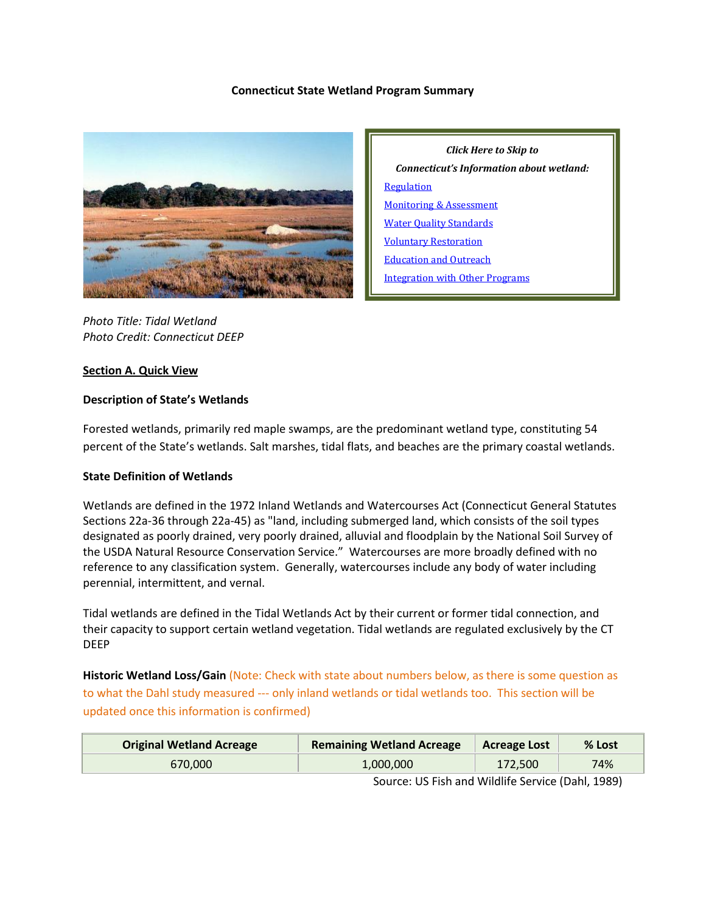# Connecticut State Wetland Program Summary

*Click Here to Skip to*

*Connecticut's Information about wetland:*

- [Regulation]
- [Monitoring & Assessment]
- [Water Quality Standards]
- [Voluntary Restoration]
- [Education and Outreach]
- [Integration with Other Programs]

*Photo Title: Tidal Wetland*
*Photo Credit: Connecticut DEEP*

## Section A. Quick View

### Description of State's Wetlands

Forested wetlands, primarily red maple swamps, are the predominant wetland type, constituting 54 percent of the State's wetlands. Salt marshes, tidal flats, and beaches are the primary coastal wetlands.

### State Definition of Wetlands

Wetlands are defined in the 1972 Inland Wetlands and Watercourses Act (Connecticut General Statutes Sections 22a-36 through 22a-45) as "land, including submerged land, which consists of the soil types designated as poorly drained, very poorly drained, alluvial and floodplain by the National Soil Survey of the USDA Natural Resource Conservation Service." Watercourses are more broadly defined with no reference to any classification system. Generally, watercourses include any body of water including perennial, intermittent, and vernal.

Tidal wetlands are defined in the Tidal Wetlands Act by their current or former tidal connection, and their capacity to support certain wetland vegetation. Tidal wetlands are regulated exclusively by the CT DEEP

**Historic Wetland Loss/Gain** (Note: Check with state about numbers below, as there is some question as to what the Dahl study measured --- only inland wetlands or tidal wetlands too. This section will be updated once this information is confirmed)

| Original Wetland Acreage | Remaining Wetland Acreage | Acreage Lost | % Lost |
|---|---|---|---|
| 670,000 | 1,000,000 | 172,500 | 74% |

Source: US Fish and Wildlife Service (Dahl, 1989)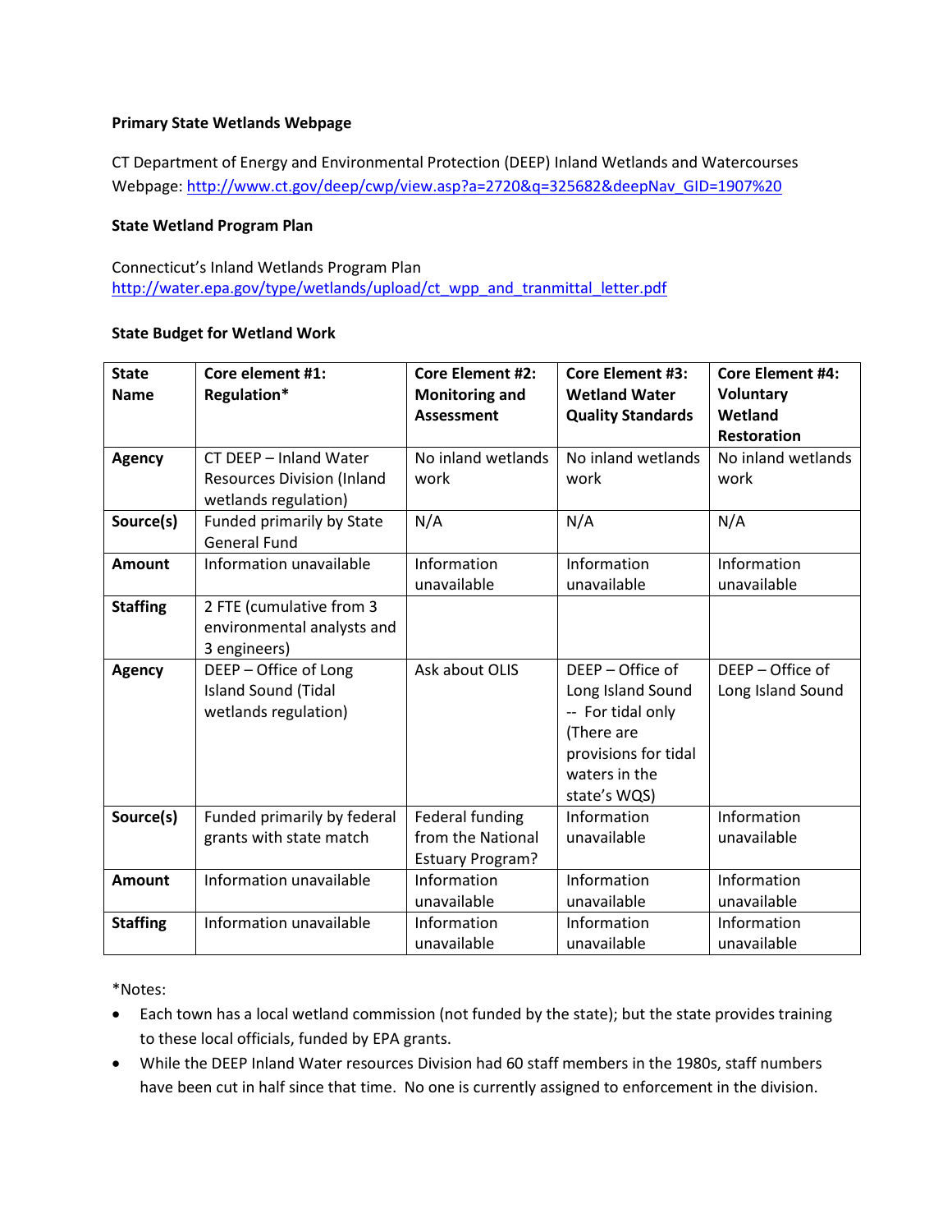**Primary State Wetlands Webpage**

CT Department of Energy and Environmental Protection (DEEP) Inland Wetlands and Watercourses Webpage: http://www.ct.gov/deep/cwp/view.asp?a=2720&q=325682&deepNav_GID=1907%20

**State Wetland Program Plan**

Connecticut's Inland Wetlands Program Plan
http://water.epa.gov/type/wetlands/upload/ct_wpp_and_tranmittal_letter.pdf

**State Budget for Wetland Work**

| State Name | Core element #1: Regulation* | Core Element #2: Monitoring and Assessment | Core Element #3: Wetland Water Quality Standards | Core Element #4: Voluntary Wetland Restoration |
|---|---|---|---|---|
| **Agency** | CT DEEP – Inland Water Resources Division (Inland wetlands regulation) | No inland wetlands work | No inland wetlands work | No inland wetlands work |
| **Source(s)** | Funded primarily by State General Fund | N/A | N/A | N/A |
| **Amount** | Information unavailable | Information unavailable | Information unavailable | Information unavailable |
| **Staffing** | 2 FTE (cumulative from 3 environmental analysts and 3 engineers) | | | |
| **Agency** | DEEP – Office of Long Island Sound (Tidal wetlands regulation) | Ask about OLIS | DEEP – Office of Long Island Sound -- For tidal only (There are provisions for tidal waters in the state's WQS) | DEEP – Office of Long Island Sound |
| **Source(s)** | Funded primarily by federal grants with state match | Federal funding from the National Estuary Program? | Information unavailable | Information unavailable |
| **Amount** | Information unavailable | Information unavailable | Information unavailable | Information unavailable |
| **Staffing** | Information unavailable | Information unavailable | Information unavailable | Information unavailable |

*Notes:

- Each town has a local wetland commission (not funded by the state); but the state provides training to these local officials, funded by EPA grants.
- While the DEEP Inland Water resources Division had 60 staff members in the 1980s, staff numbers have been cut in half since that time. No one is currently assigned to enforcement in the division.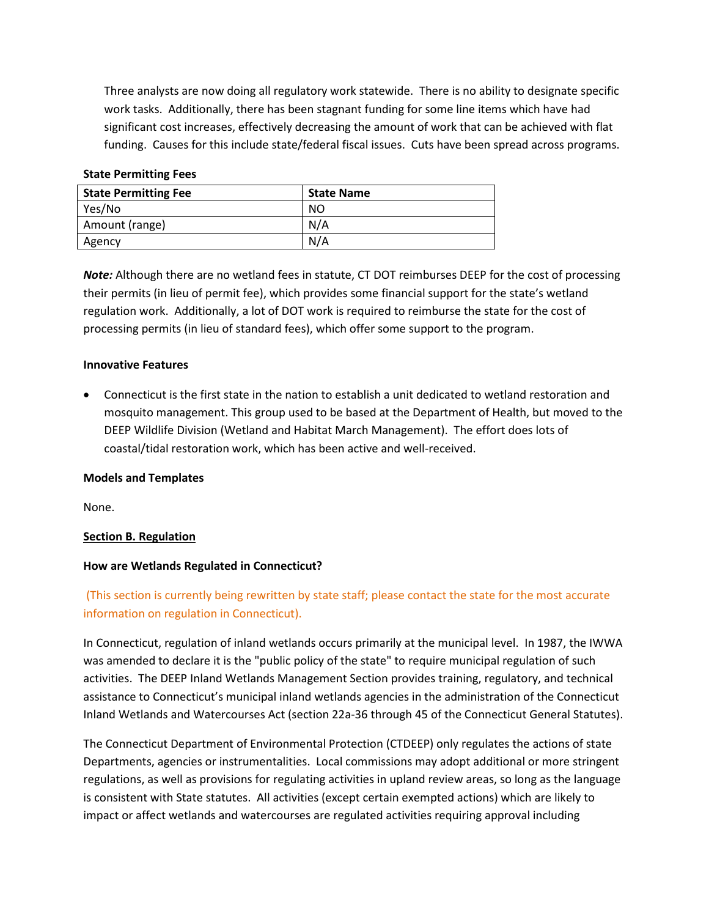Three analysts are now doing all regulatory work statewide. There is no ability to designate specific work tasks. Additionally, there has been stagnant funding for some line items which have had significant cost increases, effectively decreasing the amount of work that can be achieved with flat funding. Causes for this include state/federal fiscal issues. Cuts have been spread across programs.

**State Permitting Fees**

| State Permitting Fee | State Name |
|---|---|
| Yes/No | NO |
| Amount (range) | N/A |
| Agency | N/A |

***Note:*** Although there are no wetland fees in statute, CT DOT reimburses DEEP for the cost of processing their permits (in lieu of permit fee), which provides some financial support for the state's wetland regulation work. Additionally, a lot of DOT work is required to reimburse the state for the cost of processing permits (in lieu of standard fees), which offer some support to the program.

**Innovative Features**

- Connecticut is the first state in the nation to establish a unit dedicated to wetland restoration and mosquito management. This group used to be based at the Department of Health, but moved to the DEEP Wildlife Division (Wetland and Habitat March Management). The effort does lots of coastal/tidal restoration work, which has been active and well-received.

**Models and Templates**

None.

**Section B. Regulation**

**How are Wetlands Regulated in Connecticut?**

(This section is currently being rewritten by state staff; please contact the state for the most accurate information on regulation in Connecticut).

In Connecticut, regulation of inland wetlands occurs primarily at the municipal level. In 1987, the IWWA was amended to declare it is the "public policy of the state" to require municipal regulation of such activities. The DEEP Inland Wetlands Management Section provides training, regulatory, and technical assistance to Connecticut's municipal inland wetlands agencies in the administration of the Connecticut Inland Wetlands and Watercourses Act (section 22a-36 through 45 of the Connecticut General Statutes).

The Connecticut Department of Environmental Protection (CTDEEP) only regulates the actions of state Departments, agencies or instrumentalities. Local commissions may adopt additional or more stringent regulations, as well as provisions for regulating activities in upland review areas, so long as the language is consistent with State statutes. All activities (except certain exempted actions) which are likely to impact or affect wetlands and watercourses are regulated activities requiring approval including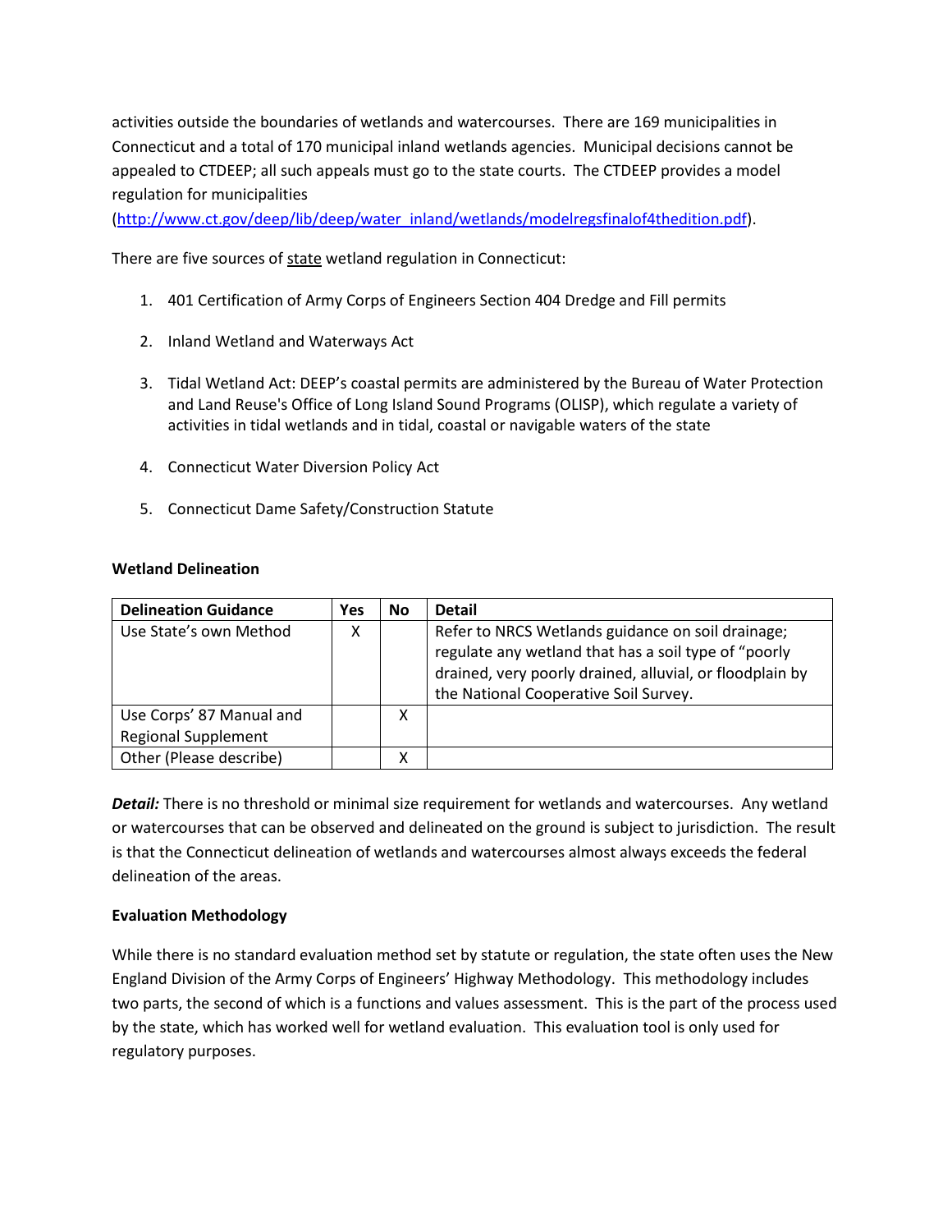activities outside the boundaries of wetlands and watercourses. There are 169 municipalities in Connecticut and a total of 170 municipal inland wetlands agencies. Municipal decisions cannot be appealed to CTDEEP; all such appeals must go to the state courts. The CTDEEP provides a model regulation for municipalities (http://www.ct.gov/deep/lib/deep/water_inland/wetlands/modelregsfinalof4thedition.pdf).

There are five sources of state wetland regulation in Connecticut:

1. 401 Certification of Army Corps of Engineers Section 404 Dredge and Fill permits
2. Inland Wetland and Waterways Act
3. Tidal Wetland Act: DEEP's coastal permits are administered by the Bureau of Water Protection and Land Reuse's Office of Long Island Sound Programs (OLISP), which regulate a variety of activities in tidal wetlands and in tidal, coastal or navigable waters of the state
4. Connecticut Water Diversion Policy Act
5. Connecticut Dame Safety/Construction Statute

**Wetland Delineation**

| Delineation Guidance | Yes | No | Detail |
|---|---|---|---|
| Use State's own Method | X | | Refer to NRCS Wetlands guidance on soil drainage; regulate any wetland that has a soil type of "poorly drained, very poorly drained, alluvial, or floodplain by the National Cooperative Soil Survey. |
| Use Corps' 87 Manual and Regional Supplement | | X | |
| Other (Please describe) | | X | |

***Detail:*** There is no threshold or minimal size requirement for wetlands and watercourses. Any wetland or watercourses that can be observed and delineated on the ground is subject to jurisdiction. The result is that the Connecticut delineation of wetlands and watercourses almost always exceeds the federal delineation of the areas.

**Evaluation Methodology**

While there is no standard evaluation method set by statute or regulation, the state often uses the New England Division of the Army Corps of Engineers' Highway Methodology. This methodology includes two parts, the second of which is a functions and values assessment. This is the part of the process used by the state, which has worked well for wetland evaluation. This evaluation tool is only used for regulatory purposes.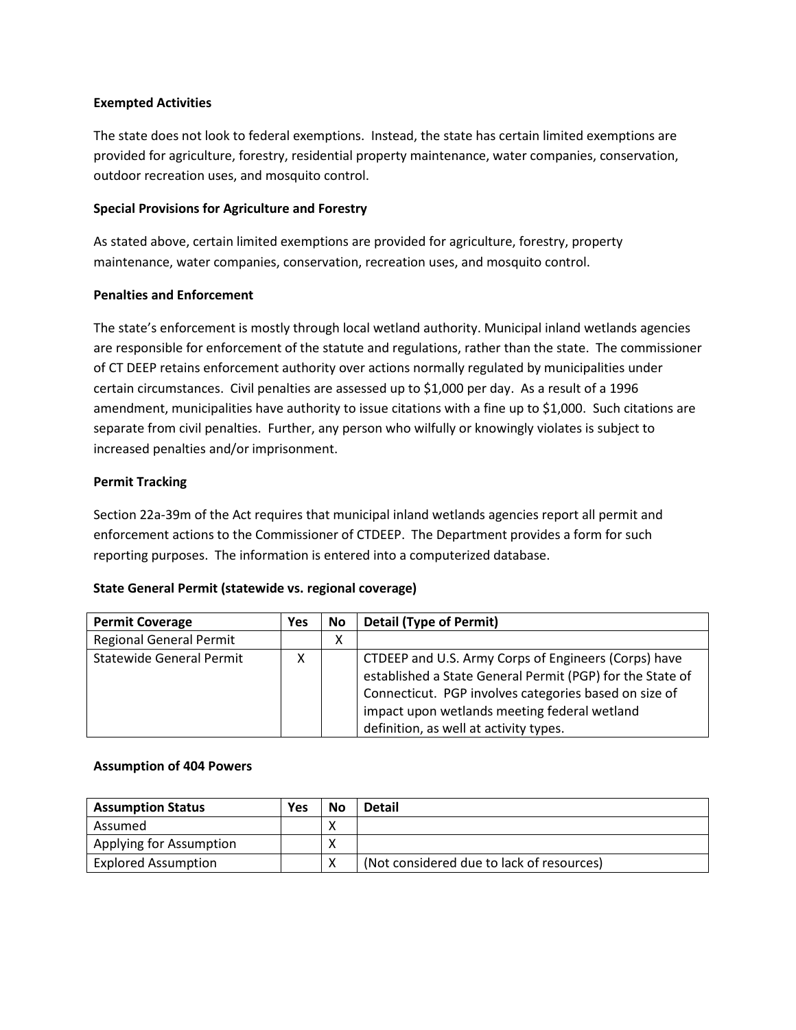**Exempted Activities**

The state does not look to federal exemptions. Instead, the state has certain limited exemptions are provided for agriculture, forestry, residential property maintenance, water companies, conservation, outdoor recreation uses, and mosquito control.

**Special Provisions for Agriculture and Forestry**

As stated above, certain limited exemptions are provided for agriculture, forestry, property maintenance, water companies, conservation, recreation uses, and mosquito control.

**Penalties and Enforcement**

The state's enforcement is mostly through local wetland authority. Municipal inland wetlands agencies are responsible for enforcement of the statute and regulations, rather than the state. The commissioner of CT DEEP retains enforcement authority over actions normally regulated by municipalities under certain circumstances. Civil penalties are assessed up to $1,000 per day. As a result of a 1996 amendment, municipalities have authority to issue citations with a fine up to $1,000. Such citations are separate from civil penalties. Further, any person who wilfully or knowingly violates is subject to increased penalties and/or imprisonment.

**Permit Tracking**

Section 22a-39m of the Act requires that municipal inland wetlands agencies report all permit and enforcement actions to the Commissioner of CTDEEP. The Department provides a form for such reporting purposes. The information is entered into a computerized database.

**State General Permit (statewide vs. regional coverage)**

| Permit Coverage | Yes | No | Detail (Type of Permit) |
|---|---|---|---|
| Regional General Permit | | X | |
| Statewide General Permit | X | | CTDEEP and U.S. Army Corps of Engineers (Corps) have established a State General Permit (PGP) for the State of Connecticut. PGP involves categories based on size of impact upon wetlands meeting federal wetland definition, as well at activity types. |

**Assumption of 404 Powers**

| Assumption Status | Yes | No | Detail |
|---|---|---|---|
| Assumed | | X | |
| Applying for Assumption | | X | |
| Explored Assumption | | X | (Not considered due to lack of resources) |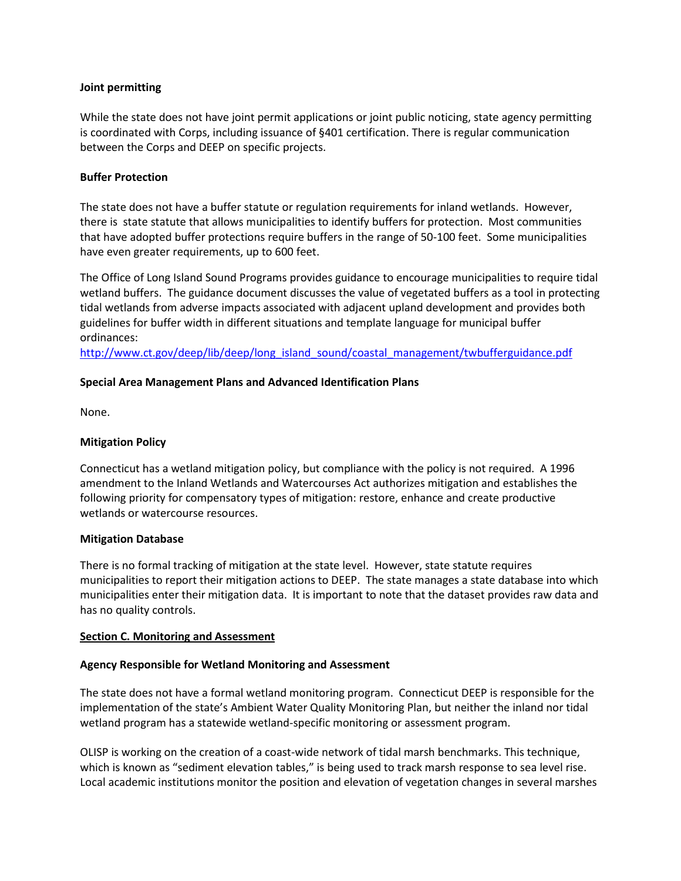**Joint permitting**

While the state does not have joint permit applications or joint public noticing, state agency permitting is coordinated with Corps, including issuance of §401 certification. There is regular communication between the Corps and DEEP on specific projects.

**Buffer Protection**

The state does not have a buffer statute or regulation requirements for inland wetlands. However, there is state statute that allows municipalities to identify buffers for protection. Most communities that have adopted buffer protections require buffers in the range of 50-100 feet. Some municipalities have even greater requirements, up to 600 feet.

The Office of Long Island Sound Programs provides guidance to encourage municipalities to require tidal wetland buffers. The guidance document discusses the value of vegetated buffers as a tool in protecting tidal wetlands from adverse impacts associated with adjacent upland development and provides both guidelines for buffer width in different situations and template language for municipal buffer ordinances: [http://www.ct.gov/deep/lib/deep/long_island_sound/coastal_management/twbufferguidance.pdf](http://www.ct.gov/deep/lib/deep/long_island_sound/coastal_management/twbufferguidance.pdf)

**Special Area Management Plans and Advanced Identification Plans**

None.

**Mitigation Policy**

Connecticut has a wetland mitigation policy, but compliance with the policy is not required. A 1996 amendment to the Inland Wetlands and Watercourses Act authorizes mitigation and establishes the following priority for compensatory types of mitigation: restore, enhance and create productive wetlands or watercourse resources.

**Mitigation Database**

There is no formal tracking of mitigation at the state level. However, state statute requires municipalities to report their mitigation actions to DEEP. The state manages a state database into which municipalities enter their mitigation data. It is important to note that the dataset provides raw data and has no quality controls.

## Section C. Monitoring and Assessment

**Agency Responsible for Wetland Monitoring and Assessment**

The state does not have a formal wetland monitoring program. Connecticut DEEP is responsible for the implementation of the state's Ambient Water Quality Monitoring Plan, but neither the inland nor tidal wetland program has a statewide wetland-specific monitoring or assessment program.

OLISP is working on the creation of a coast-wide network of tidal marsh benchmarks. This technique, which is known as "sediment elevation tables," is being used to track marsh response to sea level rise. Local academic institutions monitor the position and elevation of vegetation changes in several marshes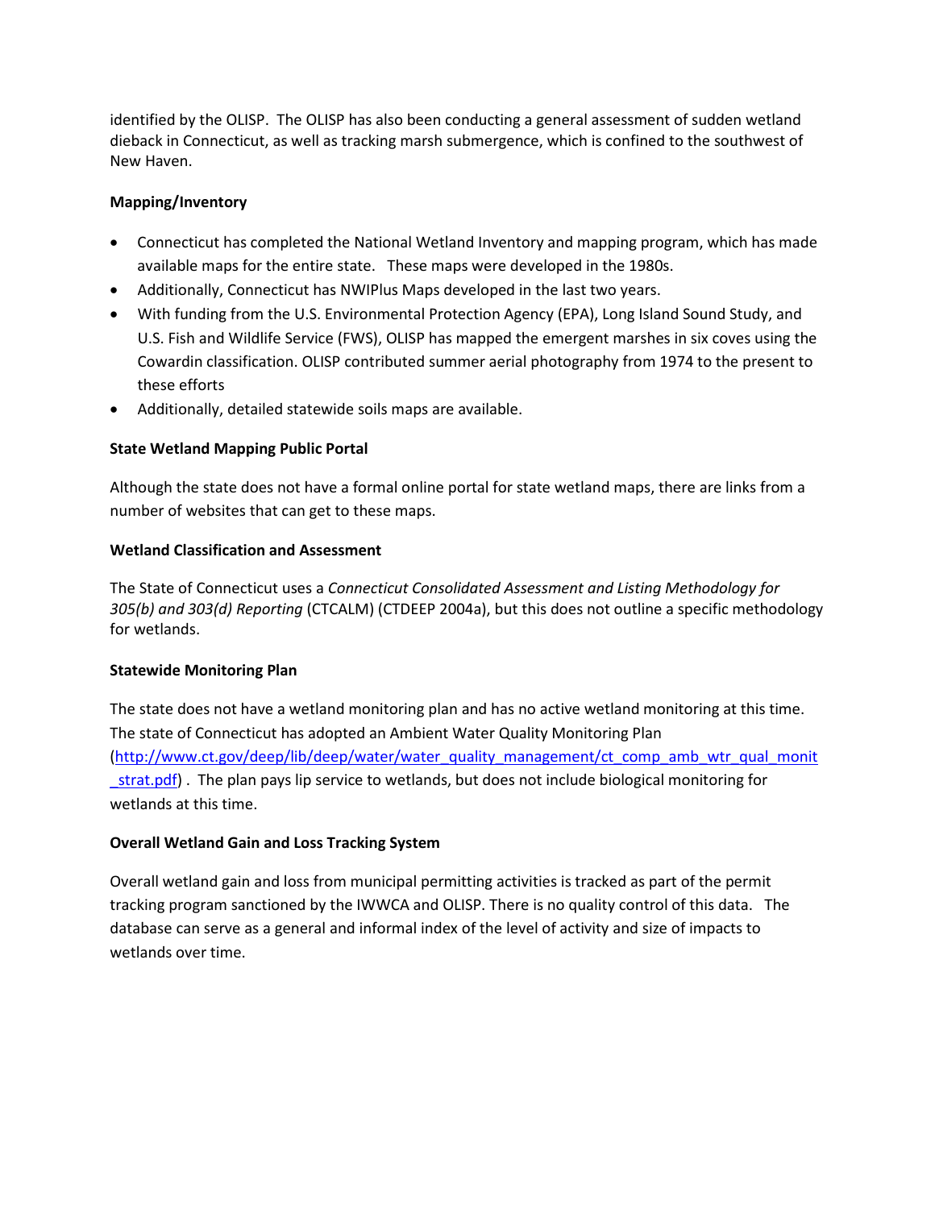identified by the OLISP. The OLISP has also been conducting a general assessment of sudden wetland dieback in Connecticut, as well as tracking marsh submergence, which is confined to the southwest of New Haven.

**Mapping/Inventory**

- Connecticut has completed the National Wetland Inventory and mapping program, which has made available maps for the entire state. These maps were developed in the 1980s.
- Additionally, Connecticut has NWIPlus Maps developed in the last two years.
- With funding from the U.S. Environmental Protection Agency (EPA), Long Island Sound Study, and U.S. Fish and Wildlife Service (FWS), OLISP has mapped the emergent marshes in six coves using the Cowardin classification. OLISP contributed summer aerial photography from 1974 to the present to these efforts
- Additionally, detailed statewide soils maps are available.

**State Wetland Mapping Public Portal**

Although the state does not have a formal online portal for state wetland maps, there are links from a number of websites that can get to these maps.

**Wetland Classification and Assessment**

The State of Connecticut uses a *Connecticut Consolidated Assessment and Listing Methodology for 305(b) and 303(d) Reporting* (CTCALM) (CTDEEP 2004a), but this does not outline a specific methodology for wetlands.

**Statewide Monitoring Plan**

The state does not have a wetland monitoring plan and has no active wetland monitoring at this time. The state of Connecticut has adopted an Ambient Water Quality Monitoring Plan (http://www.ct.gov/deep/lib/deep/water/water_quality_management/ct_comp_amb_wtr_qual_monit_strat.pdf) . The plan pays lip service to wetlands, but does not include biological monitoring for wetlands at this time.

**Overall Wetland Gain and Loss Tracking System**

Overall wetland gain and loss from municipal permitting activities is tracked as part of the permit tracking program sanctioned by the IWWCA and OLISP. There is no quality control of this data. The database can serve as a general and informal index of the level of activity and size of impacts to wetlands over time.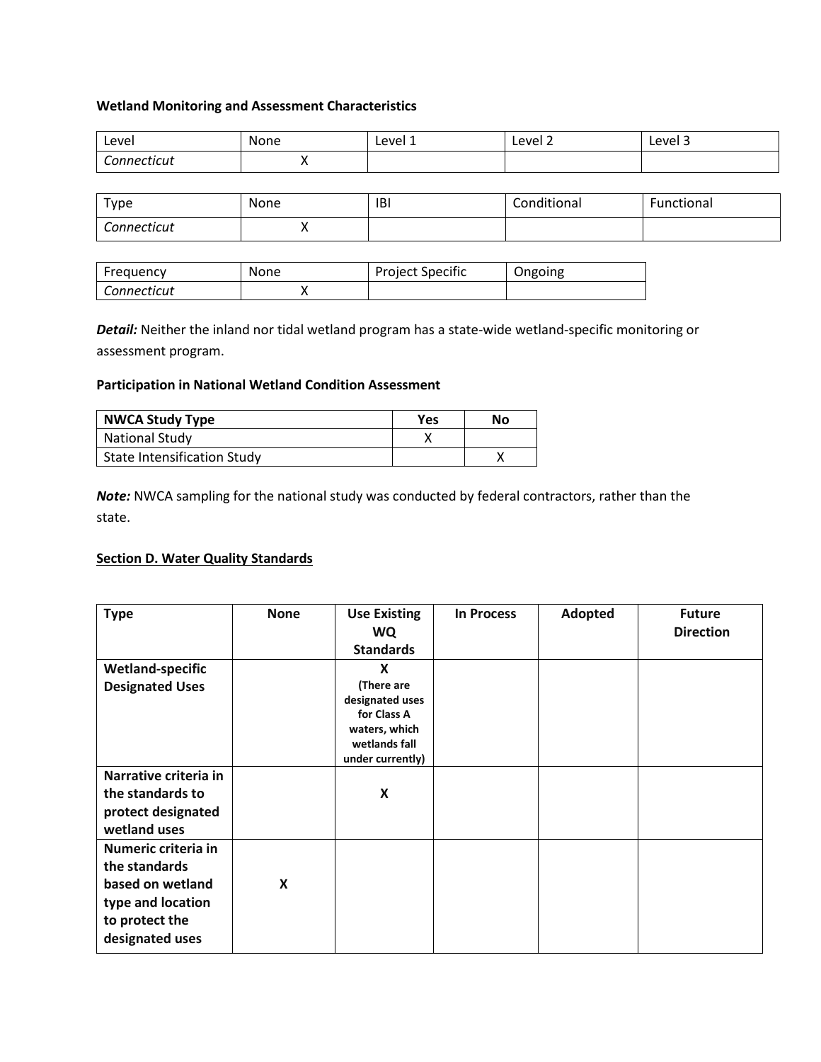**Wetland Monitoring and Assessment Characteristics**

| Level | None | Level 1 | Level 2 | Level 3 |
|---|---|---|---|---|
| *Connecticut* | X | | | |

| Type | None | IBI | Conditional | Functional |
|---|---|---|---|---|
| *Connecticut* | X | | | |

| Frequency | None | Project Specific | Ongoing |
|---|---|---|---|
| *Connecticut* | X | | |

***Detail:*** Neither the inland nor tidal wetland program has a state-wide wetland-specific monitoring or assessment program.

**Participation in National Wetland Condition Assessment**

| **NWCA Study Type** | **Yes** | **No** |
|---|---|---|
| National Study | X | |
| State Intensification Study | | X |

***Note:*** NWCA sampling for the national study was conducted by federal contractors, rather than the state.

**Section D. Water Quality Standards**

| **Type** | **None** | **Use Existing WQ Standards** | **In Process** | **Adopted** | **Future Direction** |
|---|---|---|---|---|---|
| **Wetland-specific Designated Uses** | | **X (There are designated uses for Class A waters, which wetlands fall under currently)** | | | |
| **Narrative criteria in the standards to protect designated wetland uses** | | **X** | | | |
| **Numeric criteria in the standards based on wetland type and location to protect the designated uses** | **X** | | | | |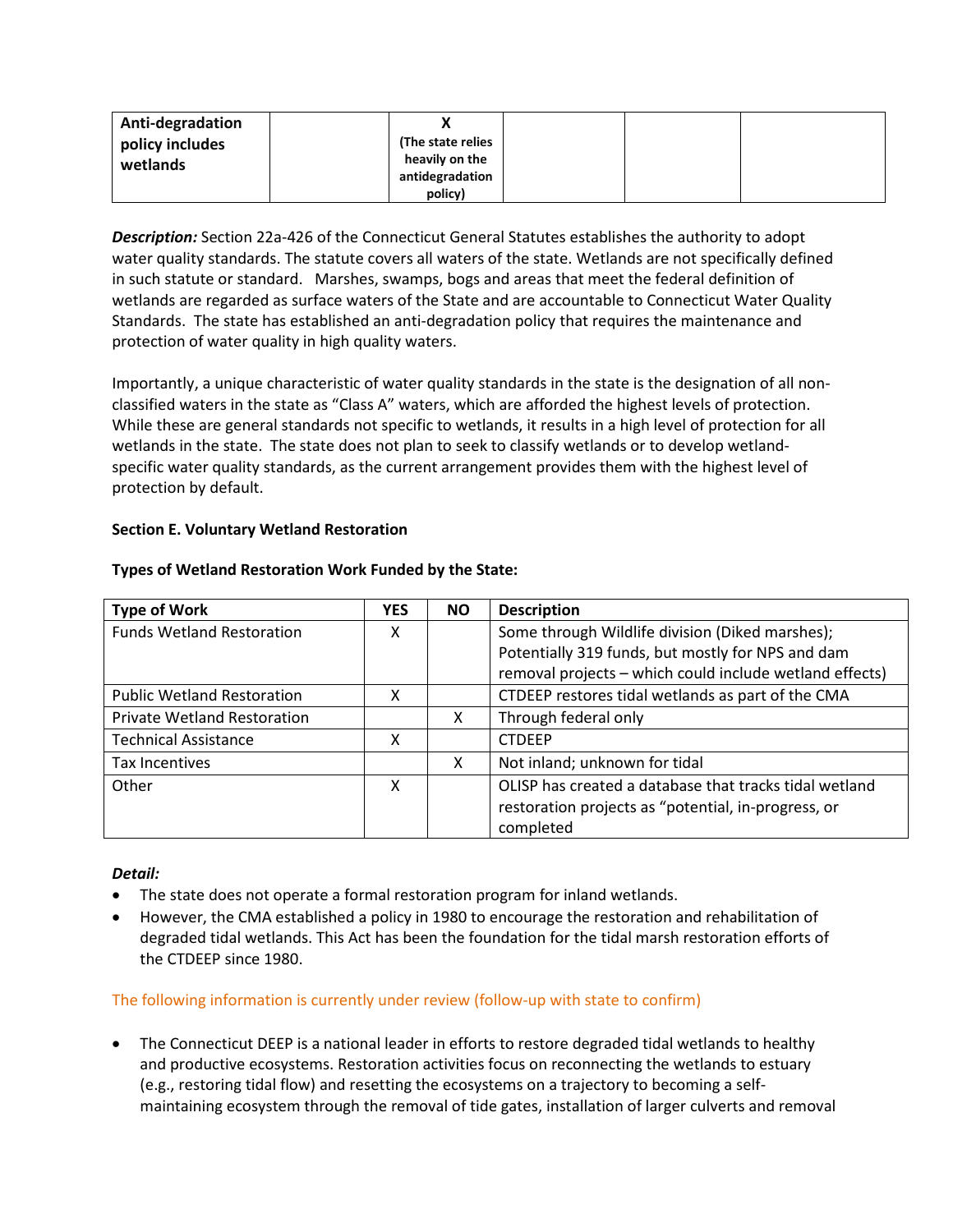| Anti-degradation policy includes wetlands | | X (The state relies heavily on the antidegradation policy) | | | |
|---|---|---|---|---|---|

***Description:*** Section 22a-426 of the Connecticut General Statutes establishes the authority to adopt water quality standards. The statute covers all waters of the state. Wetlands are not specifically defined in such statute or standard. Marshes, swamps, bogs and areas that meet the federal definition of wetlands are regarded as surface waters of the State and are accountable to Connecticut Water Quality Standards. The state has established an anti-degradation policy that requires the maintenance and protection of water quality in high quality waters.

Importantly, a unique characteristic of water quality standards in the state is the designation of all non-classified waters in the state as "Class A" waters, which are afforded the highest levels of protection. While these are general standards not specific to wetlands, it results in a high level of protection for all wetlands in the state. The state does not plan to seek to classify wetlands or to develop wetland-specific water quality standards, as the current arrangement provides them with the highest level of protection by default.

**Section E. Voluntary Wetland Restoration**

**Types of Wetland Restoration Work Funded by the State:**

| Type of Work | YES | NO | Description |
|---|---|---|---|
| Funds Wetland Restoration | X | | Some through Wildlife division (Diked marshes); Potentially 319 funds, but mostly for NPS and dam removal projects – which could include wetland effects) |
| Public Wetland Restoration | X | | CTDEEP restores tidal wetlands as part of the CMA |
| Private Wetland Restoration | | X | Through federal only |
| Technical Assistance | X | | CTDEEP |
| Tax Incentives | | X | Not inland; unknown for tidal |
| Other | X | | OLISP has created a database that tracks tidal wetland restoration projects as "potential, in-progress, or completed |

***Detail:***

- The state does not operate a formal restoration program for inland wetlands.
- However, the CMA established a policy in 1980 to encourage the restoration and rehabilitation of degraded tidal wetlands. This Act has been the foundation for the tidal marsh restoration efforts of the CTDEEP since 1980.

The following information is currently under review (follow-up with state to confirm)

- The Connecticut DEEP is a national leader in efforts to restore degraded tidal wetlands to healthy and productive ecosystems. Restoration activities focus on reconnecting the wetlands to estuary (e.g., restoring tidal flow) and resetting the ecosystems on a trajectory to becoming a self-maintaining ecosystem through the removal of tide gates, installation of larger culverts and removal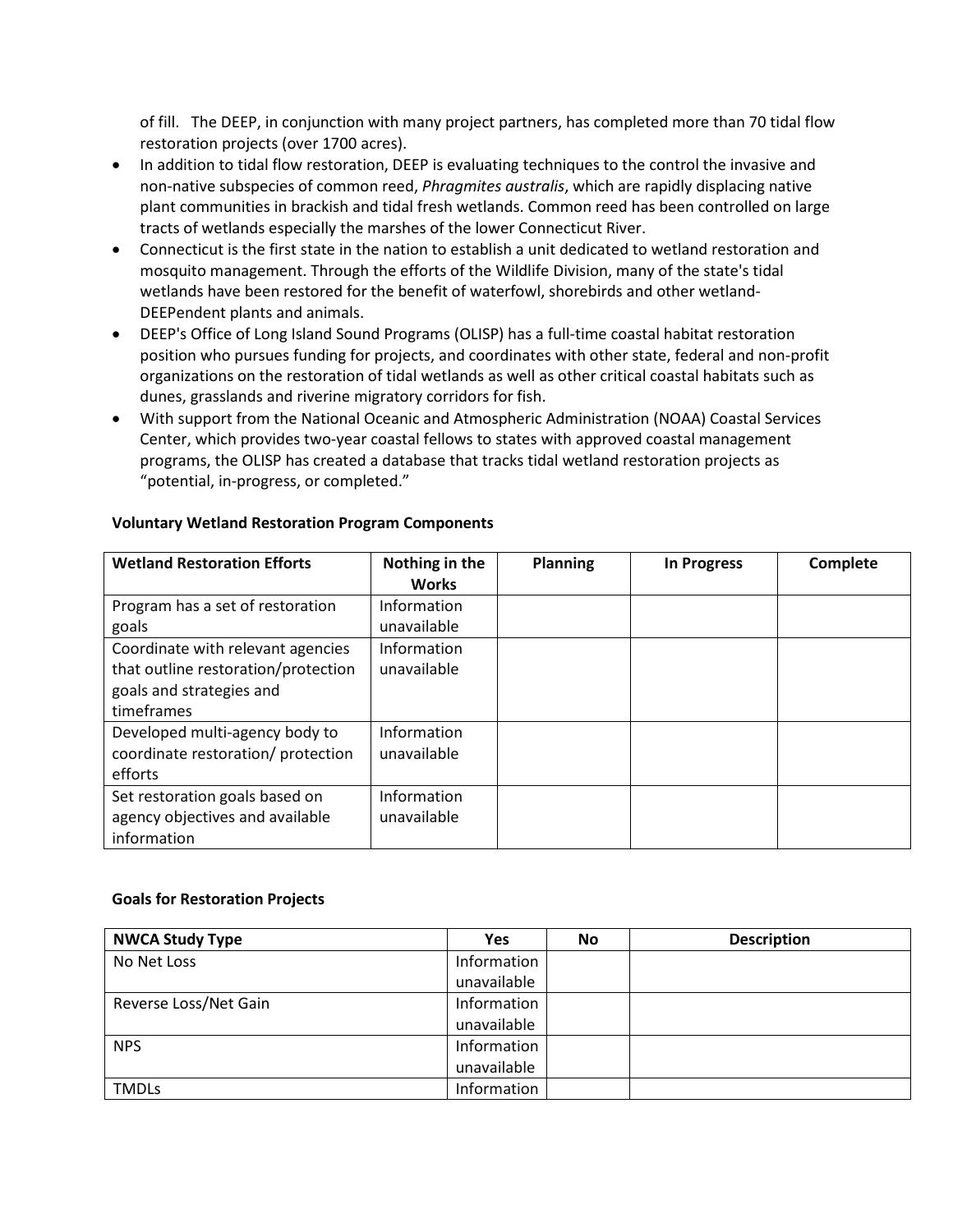of fill. The DEEP, in conjunction with many project partners, has completed more than 70 tidal flow restoration projects (over 1700 acres).

- In addition to tidal flow restoration, DEEP is evaluating techniques to the control the invasive and non-native subspecies of common reed, *Phragmites australis*, which are rapidly displacing native plant communities in brackish and tidal fresh wetlands. Common reed has been controlled on large tracts of wetlands especially the marshes of the lower Connecticut River.
- Connecticut is the first state in the nation to establish a unit dedicated to wetland restoration and mosquito management. Through the efforts of the Wildlife Division, many of the state's tidal wetlands have been restored for the benefit of waterfowl, shorebirds and other wetland-DEEPendent plants and animals.
- DEEP's Office of Long Island Sound Programs (OLISP) has a full-time coastal habitat restoration position who pursues funding for projects, and coordinates with other state, federal and non-profit organizations on the restoration of tidal wetlands as well as other critical coastal habitats such as dunes, grasslands and riverine migratory corridors for fish.
- With support from the National Oceanic and Atmospheric Administration (NOAA) Coastal Services Center, which provides two-year coastal fellows to states with approved coastal management programs, the OLISP has created a database that tracks tidal wetland restoration projects as "potential, in-progress, or completed."

**Voluntary Wetland Restoration Program Components**

| Wetland Restoration Efforts | Nothing in the Works | Planning | In Progress | Complete |
|---|---|---|---|---|
| Program has a set of restoration goals | Information unavailable | | | |
| Coordinate with relevant agencies that outline restoration/protection goals and strategies and timeframes | Information unavailable | | | |
| Developed multi-agency body to coordinate restoration/ protection efforts | Information unavailable | | | |
| Set restoration goals based on agency objectives and available information | Information unavailable | | | |

**Goals for Restoration Projects**

| NWCA Study Type | Yes | No | Description |
|---|---|---|---|
| No Net Loss | Information unavailable | | |
| Reverse Loss/Net Gain | Information unavailable | | |
| NPS | Information unavailable | | |
| TMDLs | Information | | |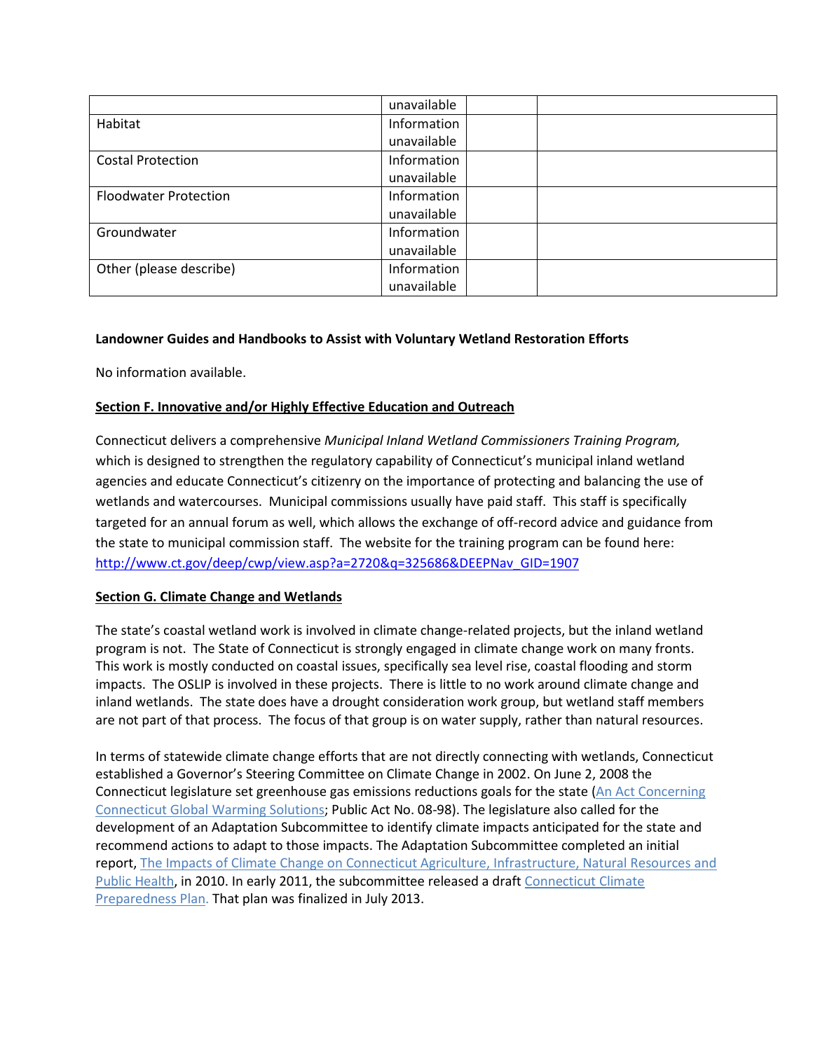| | unavailable | | |
|---|---|---|---|
| Habitat | Information unavailable | | |
| Costal Protection | Information unavailable | | |
| Floodwater Protection | Information unavailable | | |
| Groundwater | Information unavailable | | |
| Other (please describe) | Information unavailable | | |

**Landowner Guides and Handbooks to Assist with Voluntary Wetland Restoration Efforts**

No information available.

## Section F. Innovative and/or Highly Effective Education and Outreach

Connecticut delivers a comprehensive *Municipal Inland Wetland Commissioners Training Program,* which is designed to strengthen the regulatory capability of Connecticut's municipal inland wetland agencies and educate Connecticut's citizenry on the importance of protecting and balancing the use of wetlands and watercourses. Municipal commissions usually have paid staff. This staff is specifically targeted for an annual forum as well, which allows the exchange of off-record advice and guidance from the state to municipal commission staff. The website for the training program can be found here: http://www.ct.gov/deep/cwp/view.asp?a=2720&q=325686&DEEPNav_GID=1907

## Section G. Climate Change and Wetlands

The state's coastal wetland work is involved in climate change-related projects, but the inland wetland program is not. The State of Connecticut is strongly engaged in climate change work on many fronts. This work is mostly conducted on coastal issues, specifically sea level rise, coastal flooding and storm impacts. The OSLIP is involved in these projects. There is little to no work around climate change and inland wetlands. The state does have a drought consideration work group, but wetland staff members are not part of that process. The focus of that group is on water supply, rather than natural resources.

In terms of statewide climate change efforts that are not directly connecting with wetlands, Connecticut established a Governor's Steering Committee on Climate Change in 2002. On June 2, 2008 the Connecticut legislature set greenhouse gas emissions reductions goals for the state (An Act Concerning Connecticut Global Warming Solutions; Public Act No. 08-98). The legislature also called for the development of an Adaptation Subcommittee to identify climate impacts anticipated for the state and recommend actions to adapt to those impacts. The Adaptation Subcommittee completed an initial report, The Impacts of Climate Change on Connecticut Agriculture, Infrastructure, Natural Resources and Public Health, in 2010. In early 2011, the subcommittee released a draft Connecticut Climate Preparedness Plan. That plan was finalized in July 2013.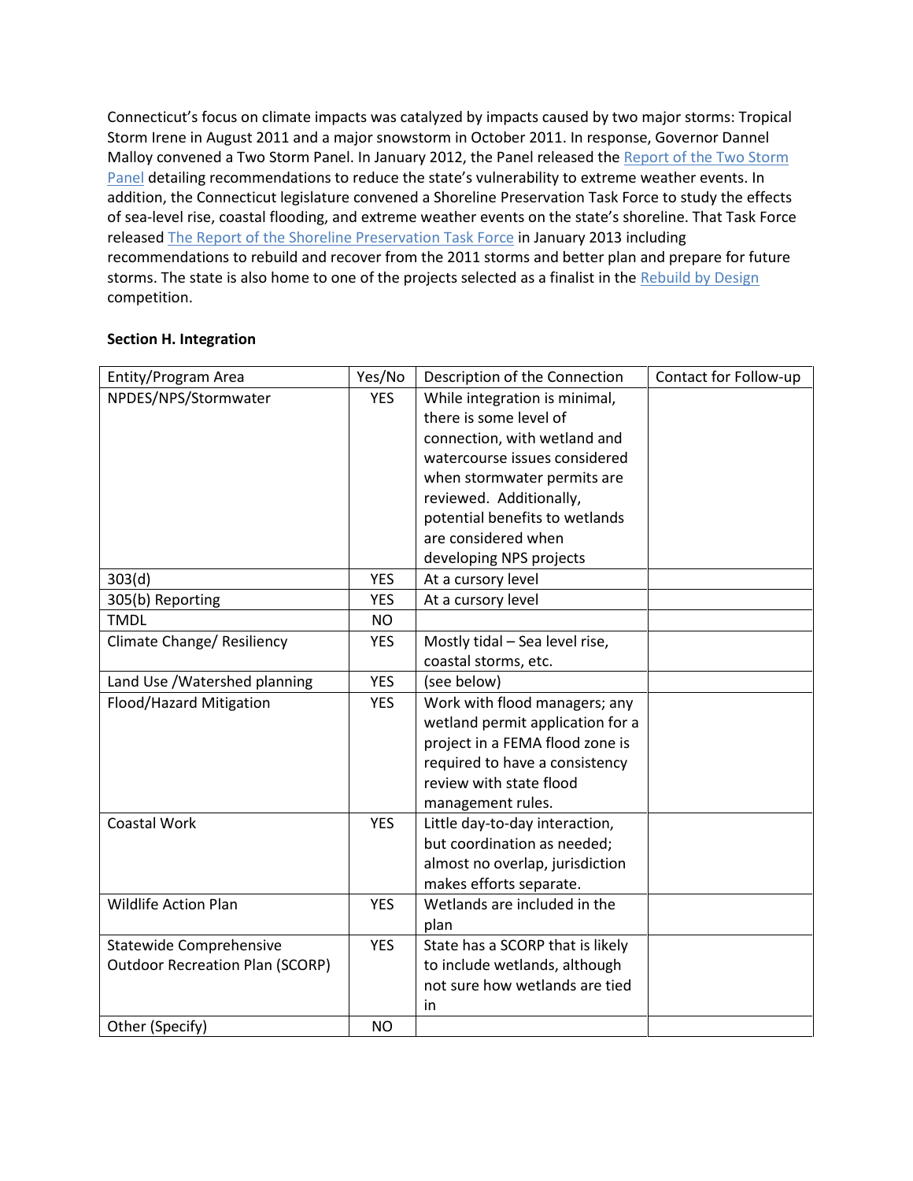Connecticut's focus on climate impacts was catalyzed by impacts caused by two major storms: Tropical Storm Irene in August 2011 and a major snowstorm in October 2011. In response, Governor Dannel Malloy convened a Two Storm Panel. In January 2012, the Panel released the Report of the Two Storm Panel detailing recommendations to reduce the state's vulnerability to extreme weather events. In addition, the Connecticut legislature convened a Shoreline Preservation Task Force to study the effects of sea-level rise, coastal flooding, and extreme weather events on the state's shoreline. That Task Force released The Report of the Shoreline Preservation Task Force in January 2013 including recommendations to rebuild and recover from the 2011 storms and better plan and prepare for future storms. The state is also home to one of the projects selected as a finalist in the Rebuild by Design competition.

**Section H. Integration**

| Entity/Program Area | Yes/No | Description of the Connection | Contact for Follow-up |
|---|---|---|---|
| NPDES/NPS/Stormwater | YES | While integration is minimal, there is some level of connection, with wetland and watercourse issues considered when stormwater permits are reviewed. Additionally, potential benefits to wetlands are considered when developing NPS projects | |
| 303(d) | YES | At a cursory level | |
| 305(b) Reporting | YES | At a cursory level | |
| TMDL | NO | | |
| Climate Change/ Resiliency | YES | Mostly tidal – Sea level rise, coastal storms, etc. | |
| Land Use /Watershed planning | YES | (see below) | |
| Flood/Hazard Mitigation | YES | Work with flood managers; any wetland permit application for a project in a FEMA flood zone is required to have a consistency review with state flood management rules. | |
| Coastal Work | YES | Little day-to-day interaction, but coordination as needed; almost no overlap, jurisdiction makes efforts separate. | |
| Wildlife Action Plan | YES | Wetlands are included in the plan | |
| Statewide Comprehensive Outdoor Recreation Plan (SCORP) | YES | State has a SCORP that is likely to include wetlands, although not sure how wetlands are tied in | |
| Other (Specify) | NO | | |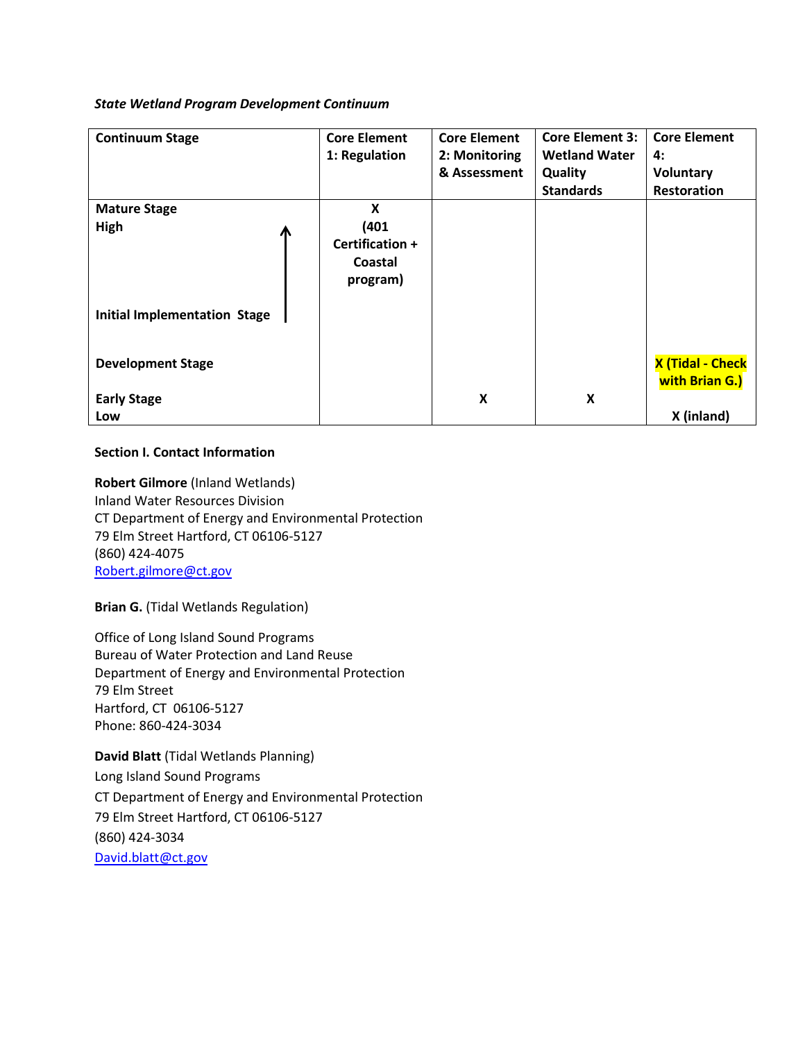***State Wetland Program Development Continuum***

| Continuum Stage | Core Element 1: Regulation | Core Element 2: Monitoring & Assessment | Core Element 3: Wetland Water Quality Standards | Core Element 4: Voluntary Restoration |
|---|---|---|---|---|
| **Mature Stage**<br>**High** | **X (401 Certification + Coastal program)** | | | |
| **Initial Implementation Stage** | | | | |
| **Development Stage** | | | | **X (Tidal - Check with Brian G.)** |
| **Early Stage**<br>**Low** | | **X** | **X** | **X (inland)** |

**Section I. Contact Information**

**Robert Gilmore** (Inland Wetlands)
Inland Water Resources Division
CT Department of Energy and Environmental Protection
79 Elm Street Hartford, CT 06106-5127
(860) 424-4075
Robert.gilmore@ct.gov

**Brian G.** (Tidal Wetlands Regulation)

Office of Long Island Sound Programs
Bureau of Water Protection and Land Reuse
Department of Energy and Environmental Protection
79 Elm Street
Hartford, CT 06106-5127
Phone: 860-424-3034

**David Blatt** (Tidal Wetlands Planning)
Long Island Sound Programs
CT Department of Energy and Environmental Protection
79 Elm Street Hartford, CT 06106-5127
(860) 424-3034
David.blatt@ct.gov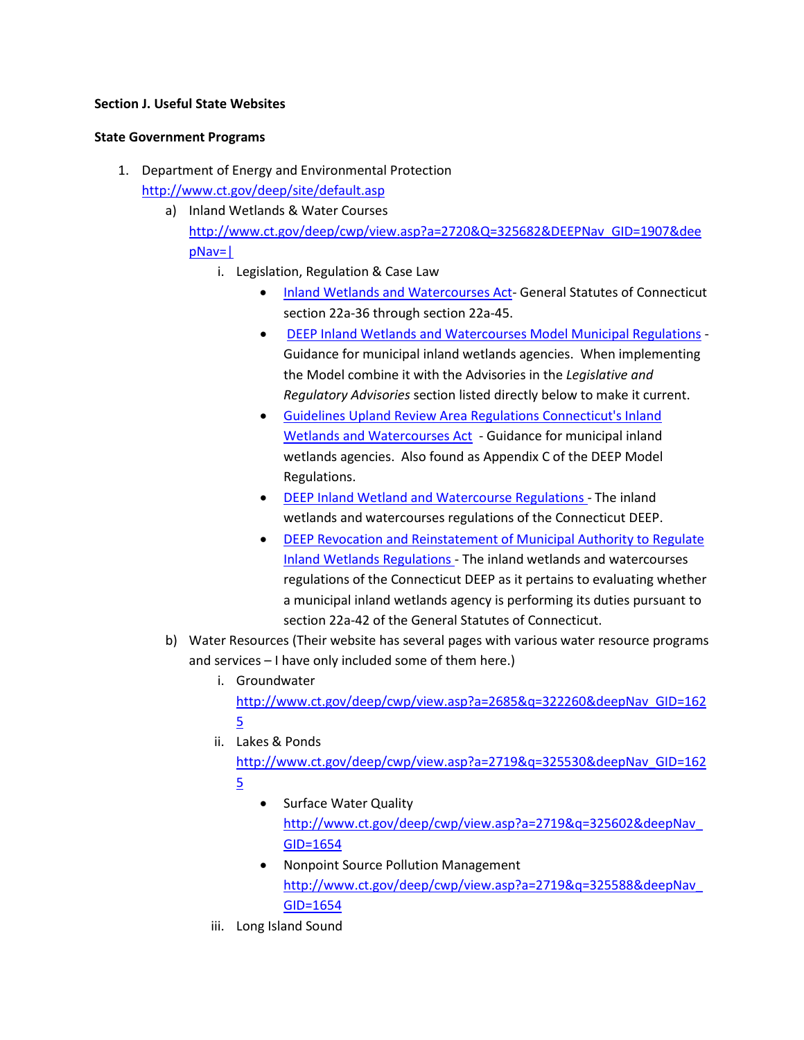**Section J. Useful State Websites**

**State Government Programs**

1. Department of Energy and Environmental Protection
   http://www.ct.gov/deep/site/default.asp
   a) Inland Wetlands & Water Courses
      http://www.ct.gov/deep/cwp/view.asp?a=2720&Q=325682&DEEPNav_GID=1907&deepNav=|
      i. Legislation, Regulation & Case Law
         - Inland Wetlands and Watercourses Act- General Statutes of Connecticut section 22a-36 through section 22a-45.
         - DEEP Inland Wetlands and Watercourses Model Municipal Regulations - Guidance for municipal inland wetlands agencies. When implementing the Model combine it with the Advisories in the *Legislative and Regulatory Advisories* section listed directly below to make it current.
         - Guidelines Upland Review Area Regulations Connecticut's Inland Wetlands and Watercourses Act - Guidance for municipal inland wetlands agencies. Also found as Appendix C of the DEEP Model Regulations.
         - DEEP Inland Wetland and Watercourse Regulations - The inland wetlands and watercourses regulations of the Connecticut DEEP.
         - DEEP Revocation and Reinstatement of Municipal Authority to Regulate Inland Wetlands Regulations - The inland wetlands and watercourses regulations of the Connecticut DEEP as it pertains to evaluating whether a municipal inland wetlands agency is performing its duties pursuant to section 22a-42 of the General Statutes of Connecticut.
   b) Water Resources (Their website has several pages with various water resource programs and services – I have only included some of them here.)
      i. Groundwater
         http://www.ct.gov/deep/cwp/view.asp?a=2685&q=322260&deepNav_GID=1625
      ii. Lakes & Ponds
         http://www.ct.gov/deep/cwp/view.asp?a=2719&q=325530&deepNav_GID=1625
         - Surface Water Quality
           http://www.ct.gov/deep/cwp/view.asp?a=2719&q=325602&deepNav_GID=1654
         - Nonpoint Source Pollution Management
           http://www.ct.gov/deep/cwp/view.asp?a=2719&q=325588&deepNav_GID=1654
      iii. Long Island Sound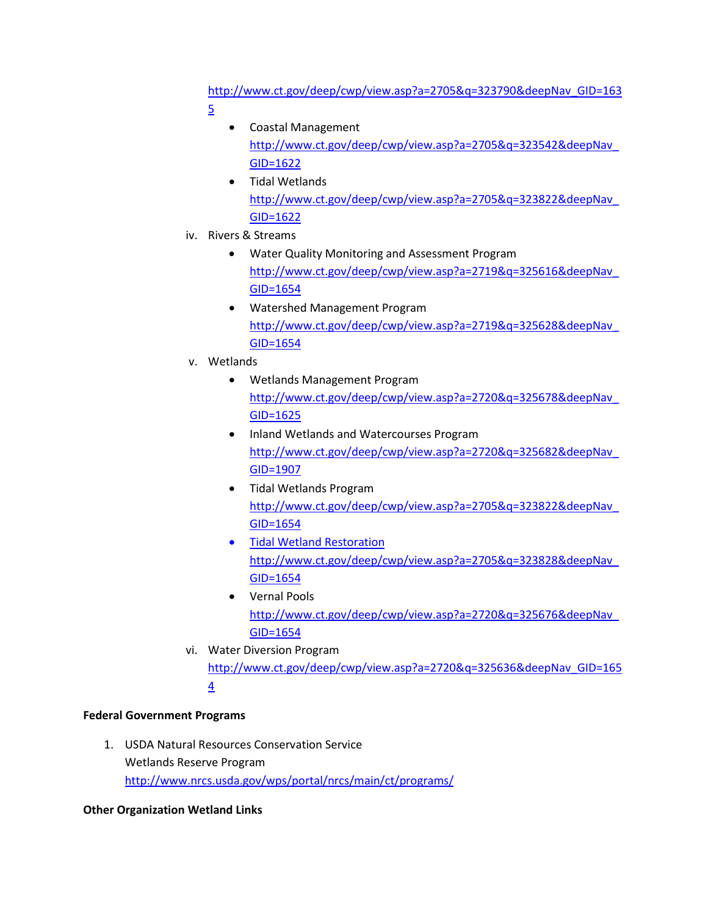http://www.ct.gov/deep/cwp/view.asp?a=2705&q=323790&deepNav_GID=1635

- Coastal Management
  http://www.ct.gov/deep/cwp/view.asp?a=2705&q=323542&deepNav_GID=1622
- Tidal Wetlands
  http://www.ct.gov/deep/cwp/view.asp?a=2705&q=323822&deepNav_GID=1622

iv. Rivers & Streams

- Water Quality Monitoring and Assessment Program
  http://www.ct.gov/deep/cwp/view.asp?a=2719&q=325616&deepNav_GID=1654
- Watershed Management Program
  http://www.ct.gov/deep/cwp/view.asp?a=2719&q=325628&deepNav_GID=1654

v. Wetlands

- Wetlands Management Program
  http://www.ct.gov/deep/cwp/view.asp?a=2720&q=325678&deepNav_GID=1625
- Inland Wetlands and Watercourses Program
  http://www.ct.gov/deep/cwp/view.asp?a=2720&q=325682&deepNav_GID=1907
- Tidal Wetlands Program
  http://www.ct.gov/deep/cwp/view.asp?a=2705&q=323822&deepNav_GID=1654
- Tidal Wetland Restoration
  http://www.ct.gov/deep/cwp/view.asp?a=2705&q=323828&deepNav_GID=1654
- Vernal Pools
  http://www.ct.gov/deep/cwp/view.asp?a=2720&q=325676&deepNav_GID=1654

vi. Water Diversion Program
http://www.ct.gov/deep/cwp/view.asp?a=2720&q=325636&deepNav_GID=1654

**Federal Government Programs**

1. USDA Natural Resources Conservation Service
   Wetlands Reserve Program
   http://www.nrcs.usda.gov/wps/portal/nrcs/main/ct/programs/

**Other Organization Wetland Links**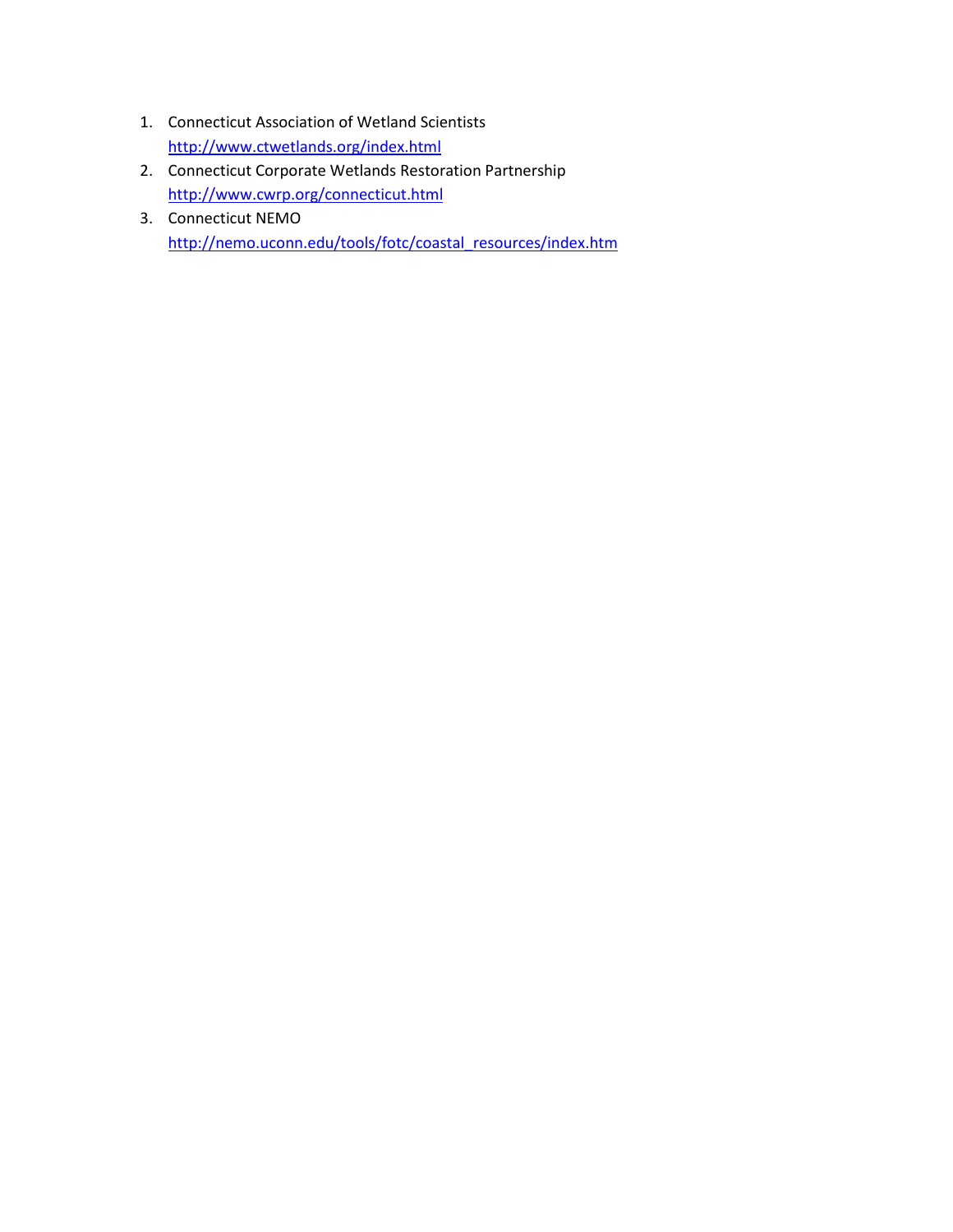1. Connecticut Association of Wetland Scientists
   http://www.ctwetlands.org/index.html
2. Connecticut Corporate Wetlands Restoration Partnership
   http://www.cwrp.org/connecticut.html
3. Connecticut NEMO
   http://nemo.uconn.edu/tools/fotc/coastal_resources/index.htm